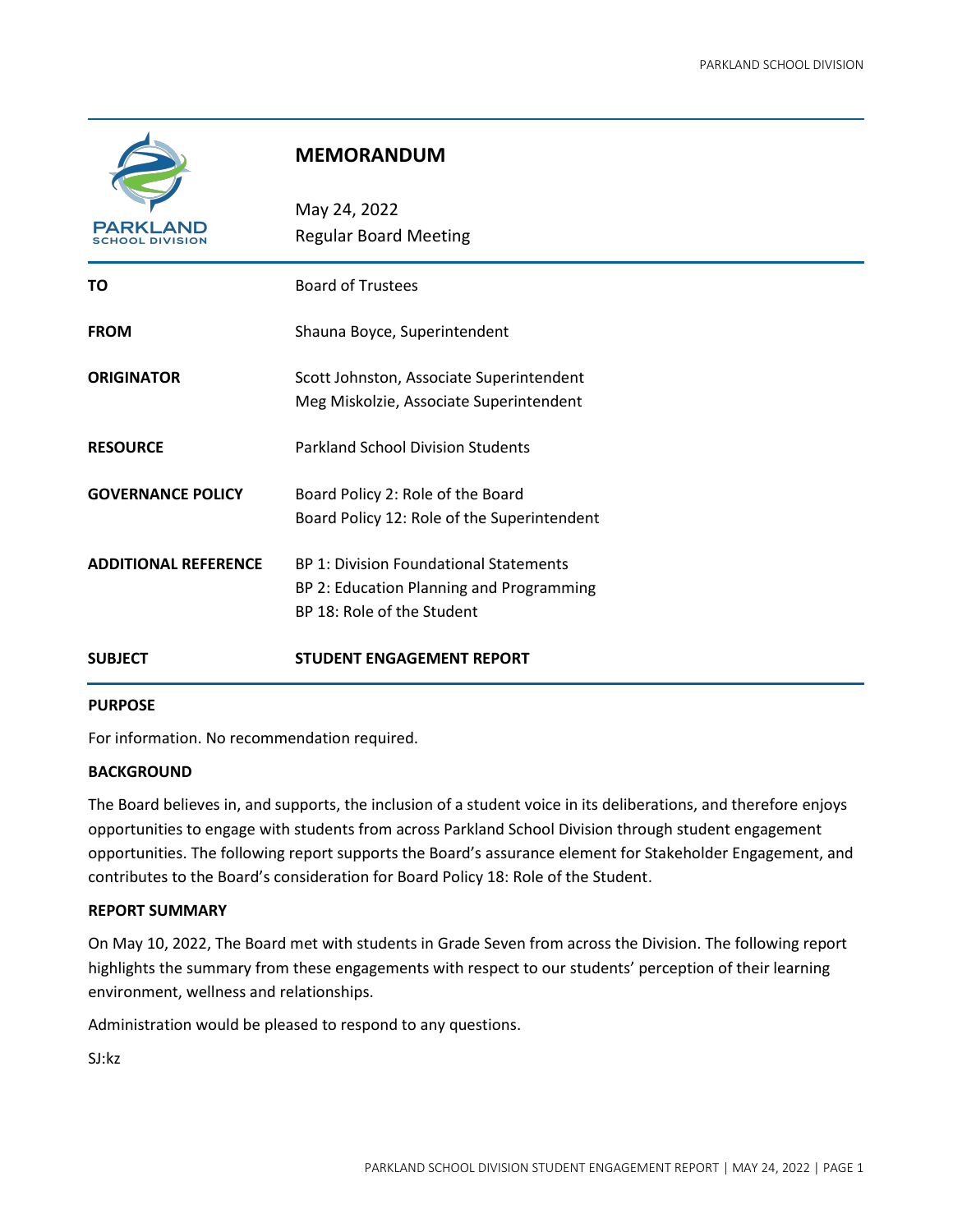# MEMORANDUM

May 24, 2022
Regular Board Meeting

| | |
|---|---|
| **TO** | Board of Trustees |
| **FROM** | Shauna Boyce, Superintendent |
| **ORIGINATOR** | Scott Johnston, Associate Superintendent<br>Meg Miskolzie, Associate Superintendent |
| **RESOURCE** | Parkland School Division Students |
| **GOVERNANCE POLICY** | Board Policy 2: Role of the Board<br>Board Policy 12: Role of the Superintendent |
| **ADDITIONAL REFERENCE** | BP 1: Division Foundational Statements<br>BP 2: Education Planning and Programming<br>BP 18: Role of the Student |
| **SUBJECT** | **STUDENT ENGAGEMENT REPORT** |

**PURPOSE**

For information. No recommendation required.

**BACKGROUND**

The Board believes in, and supports, the inclusion of a student voice in its deliberations, and therefore enjoys opportunities to engage with students from across Parkland School Division through student engagement opportunities. The following report supports the Board's assurance element for Stakeholder Engagement, and contributes to the Board's consideration for Board Policy 18: Role of the Student.

**REPORT SUMMARY**

On May 10, 2022, The Board met with students in Grade Seven from across the Division. The following report highlights the summary from these engagements with respect to our students' perception of their learning environment, wellness and relationships.

Administration would be pleased to respond to any questions.

SJ:kz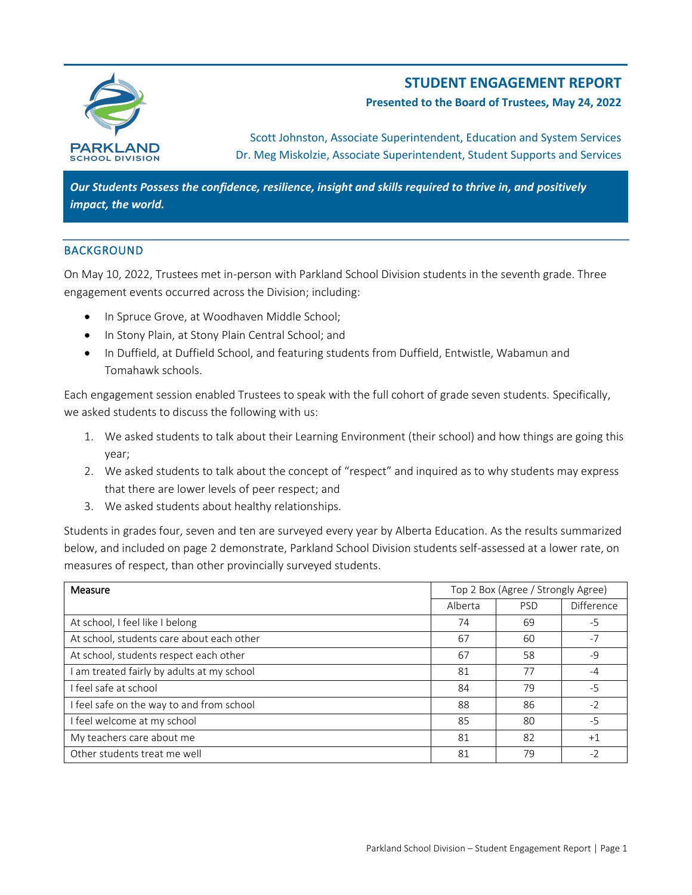# STUDENT ENGAGEMENT REPORT

**Presented to the Board of Trustees, May 24, 2022**

Scott Johnston, Associate Superintendent, Education and System Services
Dr. Meg Miskolzie, Associate Superintendent, Student Supports and Services

***Our Students Possess the confidence, resilience, insight and skills required to thrive in, and positively impact, the world.***

## BACKGROUND

On May 10, 2022, Trustees met in-person with Parkland School Division students in the seventh grade. Three engagement events occurred across the Division; including:

- In Spruce Grove, at Woodhaven Middle School;
- In Stony Plain, at Stony Plain Central School; and
- In Duffield, at Duffield School, and featuring students from Duffield, Entwistle, Wabamun and Tomahawk schools.

Each engagement session enabled Trustees to speak with the full cohort of grade seven students. Specifically, we asked students to discuss the following with us:

1. We asked students to talk about their Learning Environment (their school) and how things are going this year;
2. We asked students to talk about the concept of "respect" and inquired as to why students may express that there are lower levels of peer respect; and
3. We asked students about healthy relationships.

Students in grades four, seven and ten are surveyed every year by Alberta Education. As the results summarized below, and included on page 2 demonstrate, Parkland School Division students self-assessed at a lower rate, on measures of respect, than other provincially surveyed students.

| Measure | Top 2 Box (Agree / Strongly Agree) | | |
|---|---|---|---|
| | Alberta | PSD | Difference |
| At school, I feel like I belong | 74 | 69 | -5 |
| At school, students care about each other | 67 | 60 | -7 |
| At school, students respect each other | 67 | 58 | -9 |
| I am treated fairly by adults at my school | 81 | 77 | -4 |
| I feel safe at school | 84 | 79 | -5 |
| I feel safe on the way to and from school | 88 | 86 | -2 |
| I feel welcome at my school | 85 | 80 | -5 |
| My teachers care about me | 81 | 82 | +1 |
| Other students treat me well | 81 | 79 | -2 |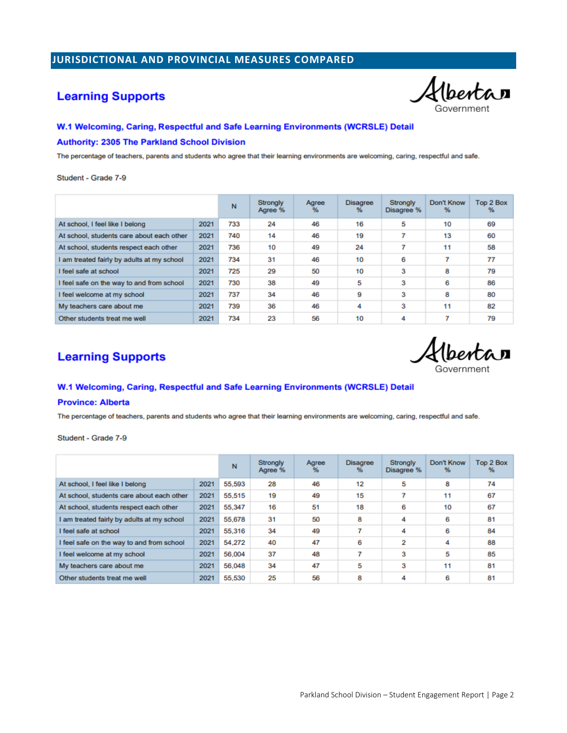## JURISDICTIONAL AND PROVINCIAL MEASURES COMPARED

## Learning Supports

### W.1 Welcoming, Caring, Respectful and Safe Learning Environments (WCRSLE) Detail

#### Authority: 2305 The Parkland School Division

The percentage of teachers, parents and students who agree that their learning environments are welcoming, caring, respectful and safe.

Student - Grade 7-9

| | | N | Strongly Agree % | Agree % | Disagree % | Strongly Disagree % | Don't Know % | Top 2 Box % |
|---|---|---|---|---|---|---|---|---|
| At school, I feel like I belong | 2021 | 733 | 24 | 46 | 16 | 5 | 10 | 69 |
| At school, students care about each other | 2021 | 740 | 14 | 46 | 19 | 7 | 13 | 60 |
| At school, students respect each other | 2021 | 736 | 10 | 49 | 24 | 7 | 11 | 58 |
| I am treated fairly by adults at my school | 2021 | 734 | 31 | 46 | 10 | 6 | 7 | 77 |
| I feel safe at school | 2021 | 725 | 29 | 50 | 10 | 3 | 8 | 79 |
| I feel safe on the way to and from school | 2021 | 730 | 38 | 49 | 5 | 3 | 6 | 86 |
| I feel welcome at my school | 2021 | 737 | 34 | 46 | 9 | 3 | 8 | 80 |
| My teachers care about me | 2021 | 739 | 36 | 46 | 4 | 3 | 11 | 82 |
| Other students treat me well | 2021 | 734 | 23 | 56 | 10 | 4 | 7 | 79 |

## Learning Supports

### W.1 Welcoming, Caring, Respectful and Safe Learning Environments (WCRSLE) Detail

#### Province: Alberta

The percentage of teachers, parents and students who agree that their learning environments are welcoming, caring, respectful and safe.

Student - Grade 7-9

| | | N | Strongly Agree % | Agree % | Disagree % | Strongly Disagree % | Don't Know % | Top 2 Box % |
|---|---|---|---|---|---|---|---|---|
| At school, I feel like I belong | 2021 | 55,593 | 28 | 46 | 12 | 5 | 8 | 74 |
| At school, students care about each other | 2021 | 55,515 | 19 | 49 | 15 | 7 | 11 | 67 |
| At school, students respect each other | 2021 | 55,347 | 16 | 51 | 18 | 6 | 10 | 67 |
| I am treated fairly by adults at my school | 2021 | 55,678 | 31 | 50 | 8 | 4 | 6 | 81 |
| I feel safe at school | 2021 | 55,316 | 34 | 49 | 7 | 4 | 6 | 84 |
| I feel safe on the way to and from school | 2021 | 54,272 | 40 | 47 | 6 | 2 | 4 | 88 |
| I feel welcome at my school | 2021 | 56,004 | 37 | 48 | 7 | 3 | 5 | 85 |
| My teachers care about me | 2021 | 56,048 | 34 | 47 | 5 | 3 | 11 | 81 |
| Other students treat me well | 2021 | 55,530 | 25 | 56 | 8 | 4 | 6 | 81 |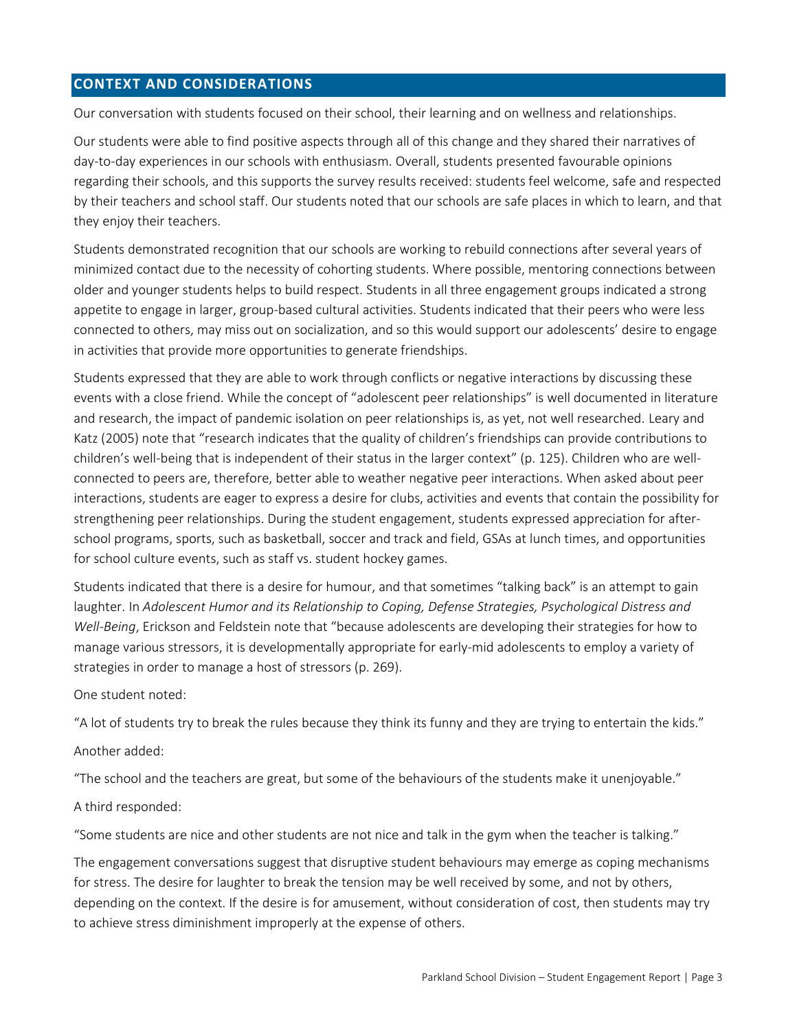## CONTEXT AND CONSIDERATIONS

Our conversation with students focused on their school, their learning and on wellness and relationships.

Our students were able to find positive aspects through all of this change and they shared their narratives of day-to-day experiences in our schools with enthusiasm. Overall, students presented favourable opinions regarding their schools, and this supports the survey results received: students feel welcome, safe and respected by their teachers and school staff. Our students noted that our schools are safe places in which to learn, and that they enjoy their teachers.

Students demonstrated recognition that our schools are working to rebuild connections after several years of minimized contact due to the necessity of cohorting students. Where possible, mentoring connections between older and younger students helps to build respect. Students in all three engagement groups indicated a strong appetite to engage in larger, group-based cultural activities. Students indicated that their peers who were less connected to others, may miss out on socialization, and so this would support our adolescents' desire to engage in activities that provide more opportunities to generate friendships.

Students expressed that they are able to work through conflicts or negative interactions by discussing these events with a close friend. While the concept of "adolescent peer relationships" is well documented in literature and research, the impact of pandemic isolation on peer relationships is, as yet, not well researched. Leary and Katz (2005) note that "research indicates that the quality of children's friendships can provide contributions to children's well-being that is independent of their status in the larger context" (p. 125). Children who are well-connected to peers are, therefore, better able to weather negative peer interactions. When asked about peer interactions, students are eager to express a desire for clubs, activities and events that contain the possibility for strengthening peer relationships. During the student engagement, students expressed appreciation for after-school programs, sports, such as basketball, soccer and track and field, GSAs at lunch times, and opportunities for school culture events, such as staff vs. student hockey games.

Students indicated that there is a desire for humour, and that sometimes "talking back" is an attempt to gain laughter. In *Adolescent Humor and its Relationship to Coping, Defense Strategies, Psychological Distress and Well-Being*, Erickson and Feldstein note that "because adolescents are developing their strategies for how to manage various stressors, it is developmentally appropriate for early-mid adolescents to employ a variety of strategies in order to manage a host of stressors (p. 269).

One student noted:

"A lot of students try to break the rules because they think its funny and they are trying to entertain the kids."

Another added:

"The school and the teachers are great, but some of the behaviours of the students make it unenjoyable."

A third responded:

"Some students are nice and other students are not nice and talk in the gym when the teacher is talking."

The engagement conversations suggest that disruptive student behaviours may emerge as coping mechanisms for stress. The desire for laughter to break the tension may be well received by some, and not by others, depending on the context. If the desire is for amusement, without consideration of cost, then students may try to achieve stress diminishment improperly at the expense of others.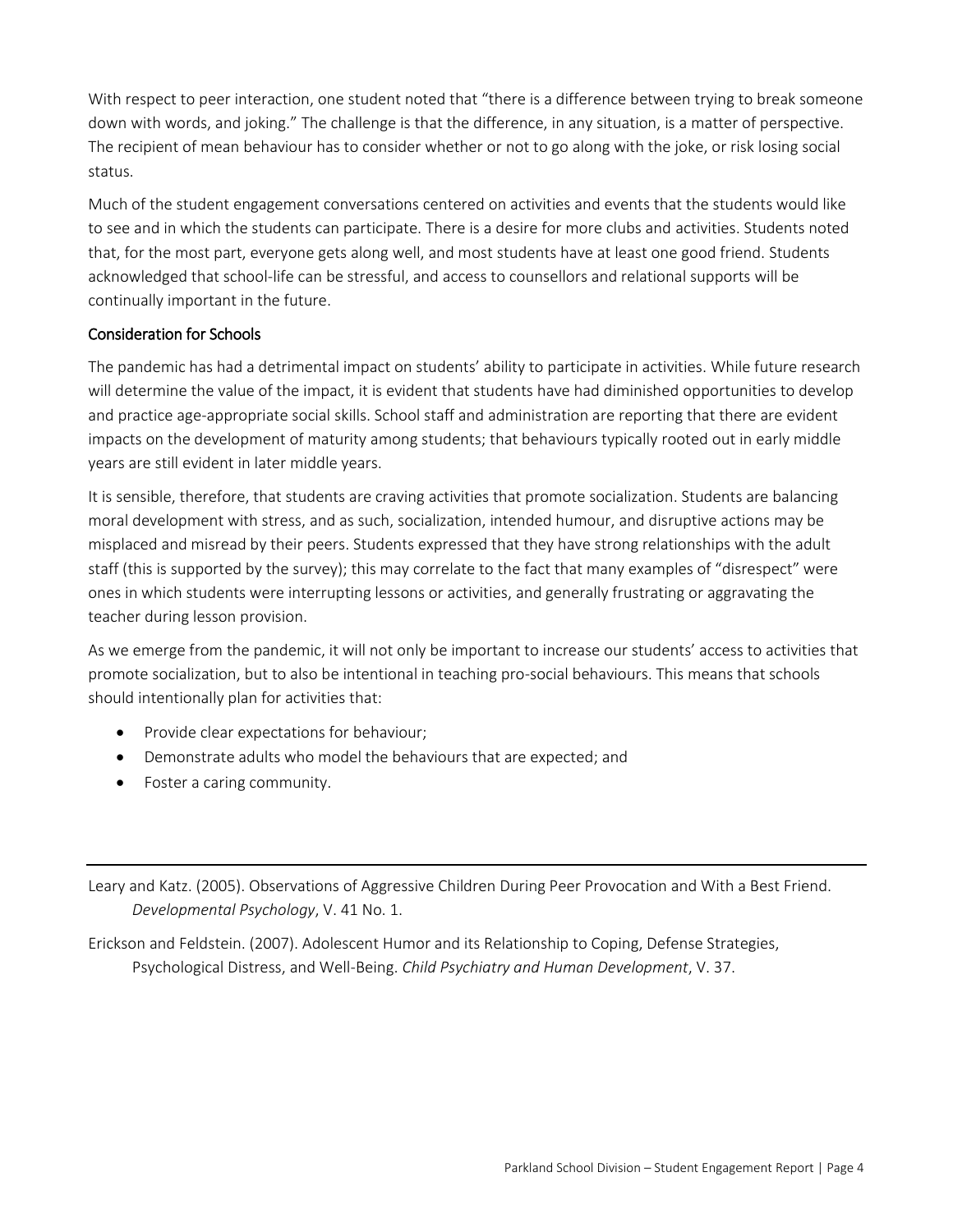With respect to peer interaction, one student noted that "there is a difference between trying to break someone down with words, and joking." The challenge is that the difference, in any situation, is a matter of perspective. The recipient of mean behaviour has to consider whether or not to go along with the joke, or risk losing social status.

Much of the student engagement conversations centered on activities and events that the students would like to see and in which the students can participate. There is a desire for more clubs and activities. Students noted that, for the most part, everyone gets along well, and most students have at least one good friend. Students acknowledged that school-life can be stressful, and access to counsellors and relational supports will be continually important in the future.

### Consideration for Schools

The pandemic has had a detrimental impact on students' ability to participate in activities. While future research will determine the value of the impact, it is evident that students have had diminished opportunities to develop and practice age-appropriate social skills. School staff and administration are reporting that there are evident impacts on the development of maturity among students; that behaviours typically rooted out in early middle years are still evident in later middle years.

It is sensible, therefore, that students are craving activities that promote socialization. Students are balancing moral development with stress, and as such, socialization, intended humour, and disruptive actions may be misplaced and misread by their peers. Students expressed that they have strong relationships with the adult staff (this is supported by the survey); this may correlate to the fact that many examples of "disrespect" were ones in which students were interrupting lessons or activities, and generally frustrating or aggravating the teacher during lesson provision.

As we emerge from the pandemic, it will not only be important to increase our students' access to activities that promote socialization, but to also be intentional in teaching pro-social behaviours. This means that schools should intentionally plan for activities that:

- Provide clear expectations for behaviour;
- Demonstrate adults who model the behaviours that are expected; and
- Foster a caring community.

---

Leary and Katz. (2005). Observations of Aggressive Children During Peer Provocation and With a Best Friend. *Developmental Psychology*, V. 41 No. 1.

Erickson and Feldstein. (2007). Adolescent Humor and its Relationship to Coping, Defense Strategies, Psychological Distress, and Well-Being. *Child Psychiatry and Human Development*, V. 37.